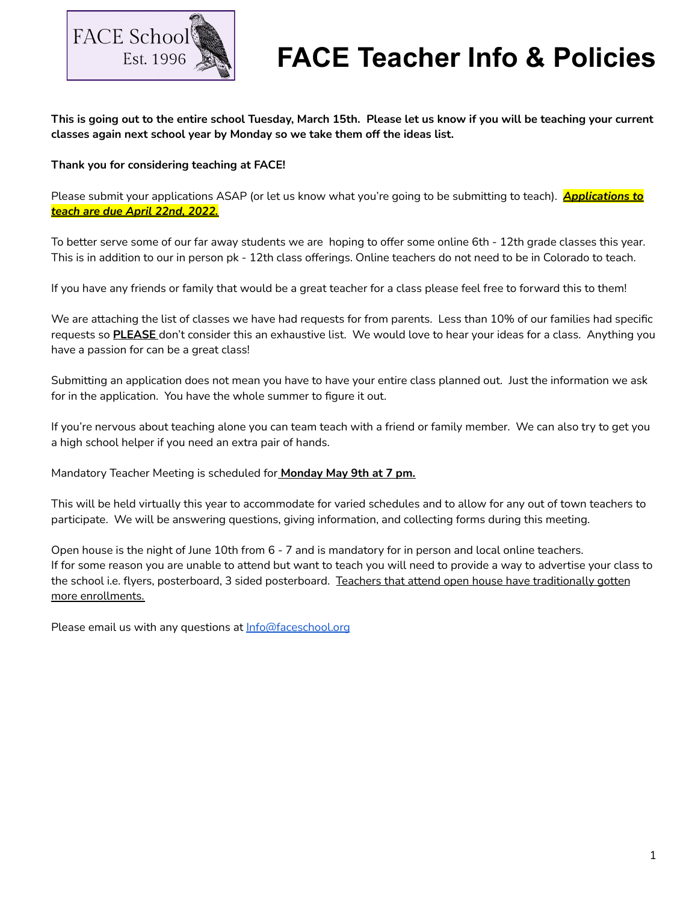FACE School
Est. 1996

# FACE Teacher Info & Policies

**This is going out to the entire school Tuesday, March 15th. Please let us know if you will be teaching your current classes again next school year by Monday so we take them off the ideas list.**

**Thank you for considering teaching at FACE!**

Please submit your applications ASAP (or let us know what you're going to be submitting to teach). ***Applications to teach are due April 22nd, 2022.***

To better serve some of our far away students we are hoping to offer some online 6th - 12th grade classes this year. This is in addition to our in person pk - 12th class offerings. Online teachers do not need to be in Colorado to teach.

If you have any friends or family that would be a great teacher for a class please feel free to forward this to them!

We are attaching the list of classes we have had requests for from parents. Less than 10% of our families had specific requests so **PLEASE** don't consider this an exhaustive list. We would love to hear your ideas for a class. Anything you have a passion for can be a great class!

Submitting an application does not mean you have to have your entire class planned out. Just the information we ask for in the application. You have the whole summer to figure it out.

If you're nervous about teaching alone you can team teach with a friend or family member. We can also try to get you a high school helper if you need an extra pair of hands.

Mandatory Teacher Meeting is scheduled for **Monday May 9th at 7 pm.**

This will be held virtually this year to accommodate for varied schedules and to allow for any out of town teachers to participate. We will be answering questions, giving information, and collecting forms during this meeting.

Open house is the night of June 10th from 6 - 7 and is mandatory for in person and local online teachers.
If for some reason you are unable to attend but want to teach you will need to provide a way to advertise your class to the school i.e. flyers, posterboard, 3 sided posterboard. Teachers that attend open house have traditionally gotten more enrollments.

Please email us with any questions at Info@faceschool.org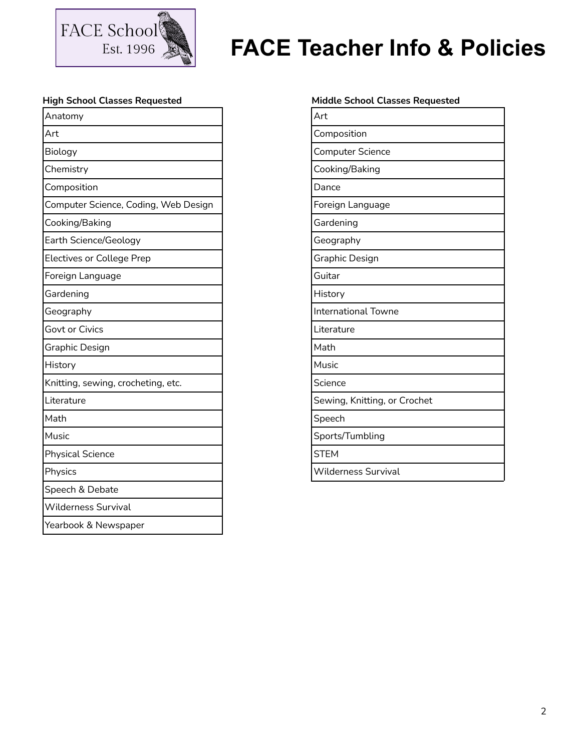# FACE Teacher Info & Policies

FACE School
Est. 1996

**High School Classes Requested**

| High School Classes Requested |
| --- |
| Anatomy |
| Art |
| Biology |
| Chemistry |
| Composition |
| Computer Science, Coding, Web Design |
| Cooking/Baking |
| Earth Science/Geology |
| Electives or College Prep |
| Foreign Language |
| Gardening |
| Geography |
| Govt or Civics |
| Graphic Design |
| History |
| Knitting, sewing, crocheting, etc. |
| Literature |
| Math |
| Music |
| Physical Science |
| Physics |
| Speech & Debate |
| Wilderness Survival |
| Yearbook & Newspaper |

**Middle School Classes Requested**

| Middle School Classes Requested |
| --- |
| Art |
| Composition |
| Computer Science |
| Cooking/Baking |
| Dance |
| Foreign Language |
| Gardening |
| Geography |
| Graphic Design |
| Guitar |
| History |
| International Towne |
| Literature |
| Math |
| Music |
| Science |
| Sewing, Knitting, or Crochet |
| Speech |
| Sports/Tumbling |
| STEM |
| Wilderness Survival |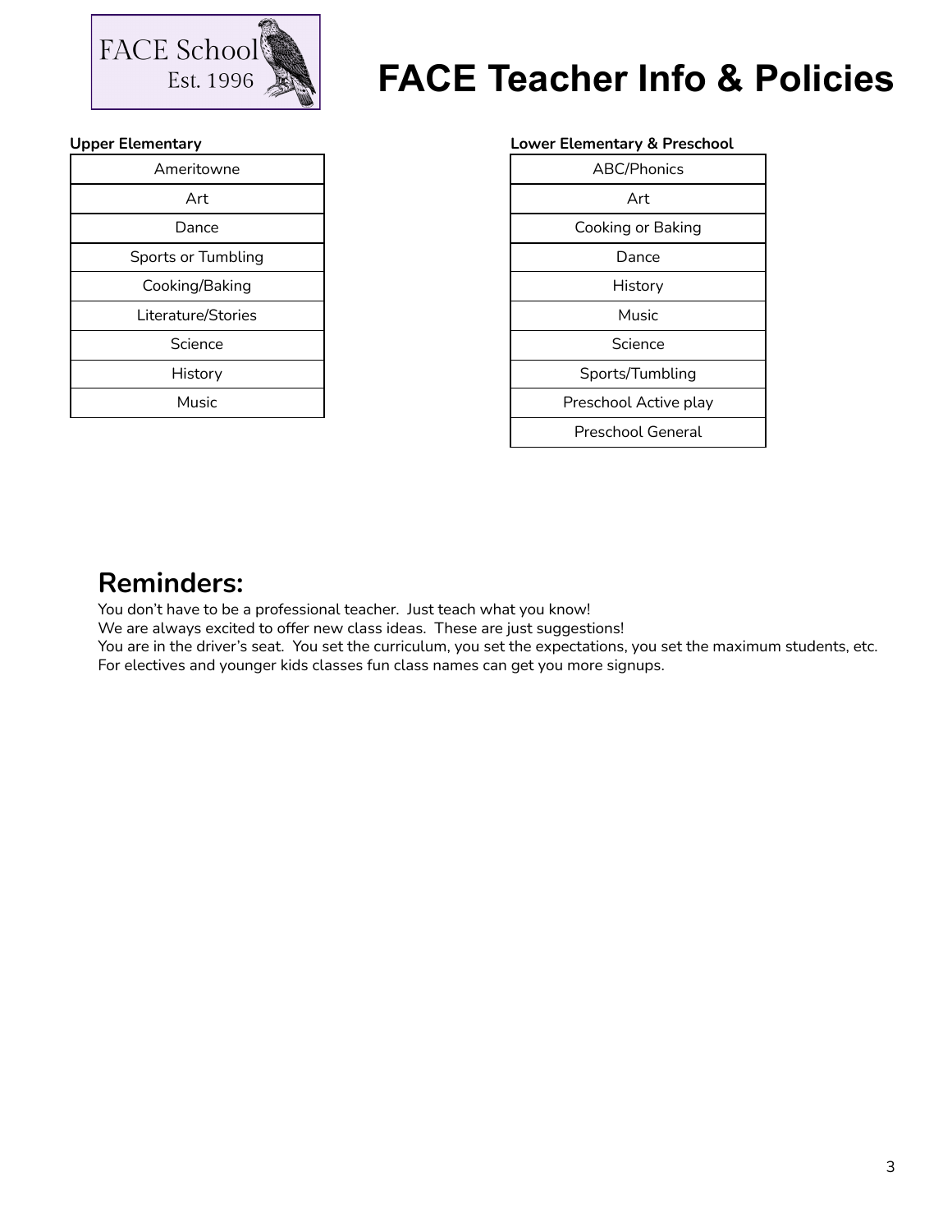FACE School
Est. 1996

# FACE Teacher Info & Policies

**Upper Elementary**

| Upper Elementary |
|---|
| Ameritowne |
| Art |
| Dance |
| Sports or Tumbling |
| Cooking/Baking |
| Literature/Stories |
| Science |
| History |
| Music |

**Lower Elementary & Preschool**

| Lower Elementary & Preschool |
|---|
| ABC/Phonics |
| Art |
| Cooking or Baking |
| Dance |
| History |
| Music |
| Science |
| Sports/Tumbling |
| Preschool Active play |
| Preschool General |

## Reminders:

You don't have to be a professional teacher. Just teach what you know!
We are always excited to offer new class ideas. These are just suggestions!
You are in the driver's seat. You set the curriculum, you set the expectations, you set the maximum students, etc.
For electives and younger kids classes fun class names can get you more signups.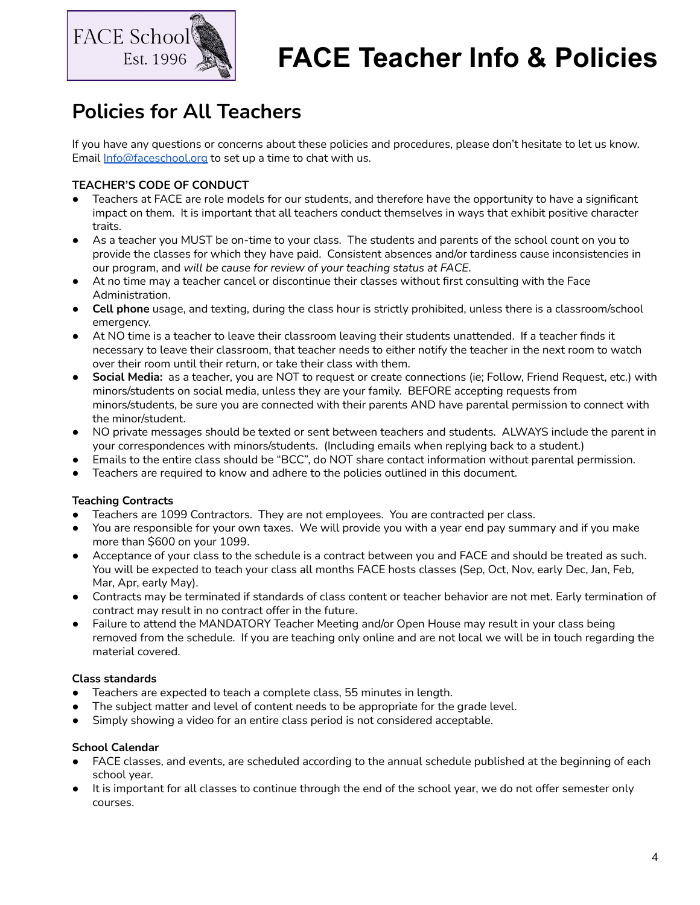# FACE Teacher Info & Policies

## Policies for All Teachers

If you have any questions or concerns about these policies and procedures, please don't hesitate to let us know. Email Info@faceschool.org to set up a time to chat with us.

**TEACHER'S CODE OF CONDUCT**

- Teachers at FACE are role models for our students, and therefore have the opportunity to have a significant impact on them. It is important that all teachers conduct themselves in ways that exhibit positive character traits.
- As a teacher you MUST be on-time to your class. The students and parents of the school count on you to provide the classes for which they have paid. Consistent absences and/or tardiness cause inconsistencies in our program, and *will be cause for review of your teaching status at FACE*.
- At no time may a teacher cancel or discontinue their classes without first consulting with the Face Administration.
- **Cell phone** usage, and texting, during the class hour is strictly prohibited, unless there is a classroom/school emergency.
- At NO time is a teacher to leave their classroom leaving their students unattended. If a teacher finds it necessary to leave their classroom, that teacher needs to either notify the teacher in the next room to watch over their room until their return, or take their class with them.
- **Social Media:** as a teacher, you are NOT to request or create connections (ie; Follow, Friend Request, etc.) with minors/students on social media, unless they are your family. BEFORE accepting requests from minors/students, be sure you are connected with their parents AND have parental permission to connect with the minor/student.
- NO private messages should be texted or sent between teachers and students. ALWAYS include the parent in your correspondences with minors/students. (Including emails when replying back to a student.)
- Emails to the entire class should be "BCC", do NOT share contact information without parental permission.
- Teachers are required to know and adhere to the policies outlined in this document.

**Teaching Contracts**

- Teachers are 1099 Contractors. They are not employees. You are contracted per class.
- You are responsible for your own taxes. We will provide you with a year end pay summary and if you make more than $600 on your 1099.
- Acceptance of your class to the schedule is a contract between you and FACE and should be treated as such. You will be expected to teach your class all months FACE hosts classes (Sep, Oct, Nov, early Dec, Jan, Feb, Mar, Apr, early May).
- Contracts may be terminated if standards of class content or teacher behavior are not met. Early termination of contract may result in no contract offer in the future.
- Failure to attend the MANDATORY Teacher Meeting and/or Open House may result in your class being removed from the schedule. If you are teaching only online and are not local we will be in touch regarding the material covered.

**Class standards**

- Teachers are expected to teach a complete class, 55 minutes in length.
- The subject matter and level of content needs to be appropriate for the grade level.
- Simply showing a video for an entire class period is not considered acceptable.

**School Calendar**

- FACE classes, and events, are scheduled according to the annual schedule published at the beginning of each school year.
- It is important for all classes to continue through the end of the school year, we do not offer semester only courses.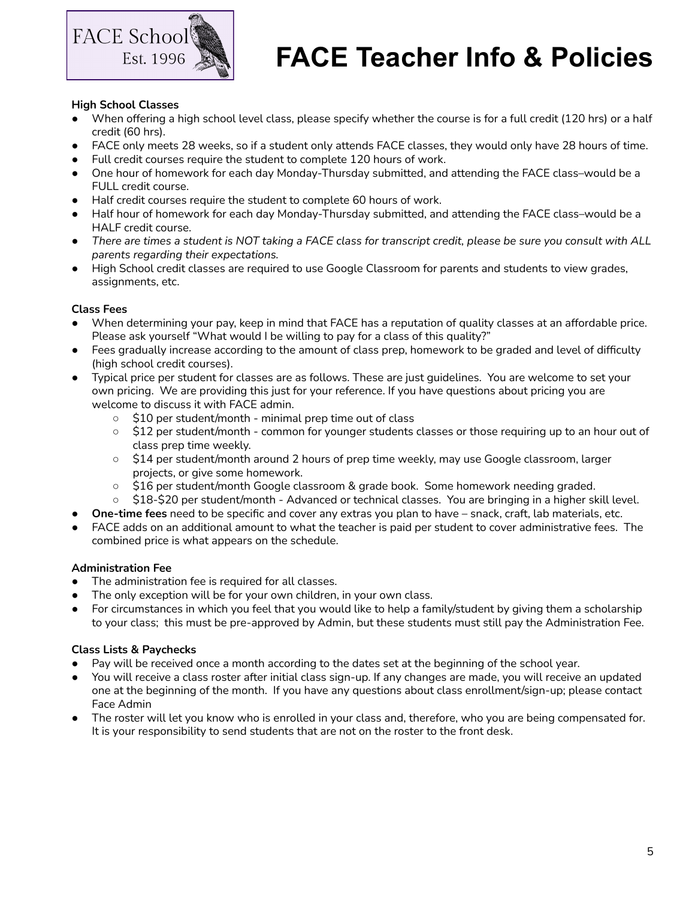# FACE Teacher Info & Policies

**High School Classes**

- When offering a high school level class, please specify whether the course is for a full credit (120 hrs) or a half credit (60 hrs).
- FACE only meets 28 weeks, so if a student only attends FACE classes, they would only have 28 hours of time.
- Full credit courses require the student to complete 120 hours of work.
- One hour of homework for each day Monday-Thursday submitted, and attending the FACE class–would be a FULL credit course.
- Half credit courses require the student to complete 60 hours of work.
- Half hour of homework for each day Monday-Thursday submitted, and attending the FACE class–would be a HALF credit course.
- *There are times a student is NOT taking a FACE class for transcript credit, please be sure you consult with ALL parents regarding their expectations.*
- High School credit classes are required to use Google Classroom for parents and students to view grades, assignments, etc.

**Class Fees**

- When determining your pay, keep in mind that FACE has a reputation of quality classes at an affordable price. Please ask yourself "What would I be willing to pay for a class of this quality?"
- Fees gradually increase according to the amount of class prep, homework to be graded and level of difficulty (high school credit courses).
- Typical price per student for classes are as follows. These are just guidelines. You are welcome to set your own pricing. We are providing this just for your reference. If you have questions about pricing you are welcome to discuss it with FACE admin.
  - $10 per student/month - minimal prep time out of class
  - $12 per student/month - common for younger students classes or those requiring up to an hour out of class prep time weekly.
  - $14 per student/month around 2 hours of prep time weekly, may use Google classroom, larger projects, or give some homework.
  - $16 per student/month Google classroom & grade book. Some homework needing graded.
  - $18-$20 per student/month - Advanced or technical classes. You are bringing in a higher skill level.
- **One-time fees** need to be specific and cover any extras you plan to have – snack, craft, lab materials, etc.
- FACE adds on an additional amount to what the teacher is paid per student to cover administrative fees. The combined price is what appears on the schedule.

**Administration Fee**

- The administration fee is required for all classes.
- The only exception will be for your own children, in your own class.
- For circumstances in which you feel that you would like to help a family/student by giving them a scholarship to your class; this must be pre-approved by Admin, but these students must still pay the Administration Fee.

**Class Lists & Paychecks**

- Pay will be received once a month according to the dates set at the beginning of the school year.
- You will receive a class roster after initial class sign-up. If any changes are made, you will receive an updated one at the beginning of the month. If you have any questions about class enrollment/sign-up; please contact Face Admin
- The roster will let you know who is enrolled in your class and, therefore, who you are being compensated for. It is your responsibility to send students that are not on the roster to the front desk.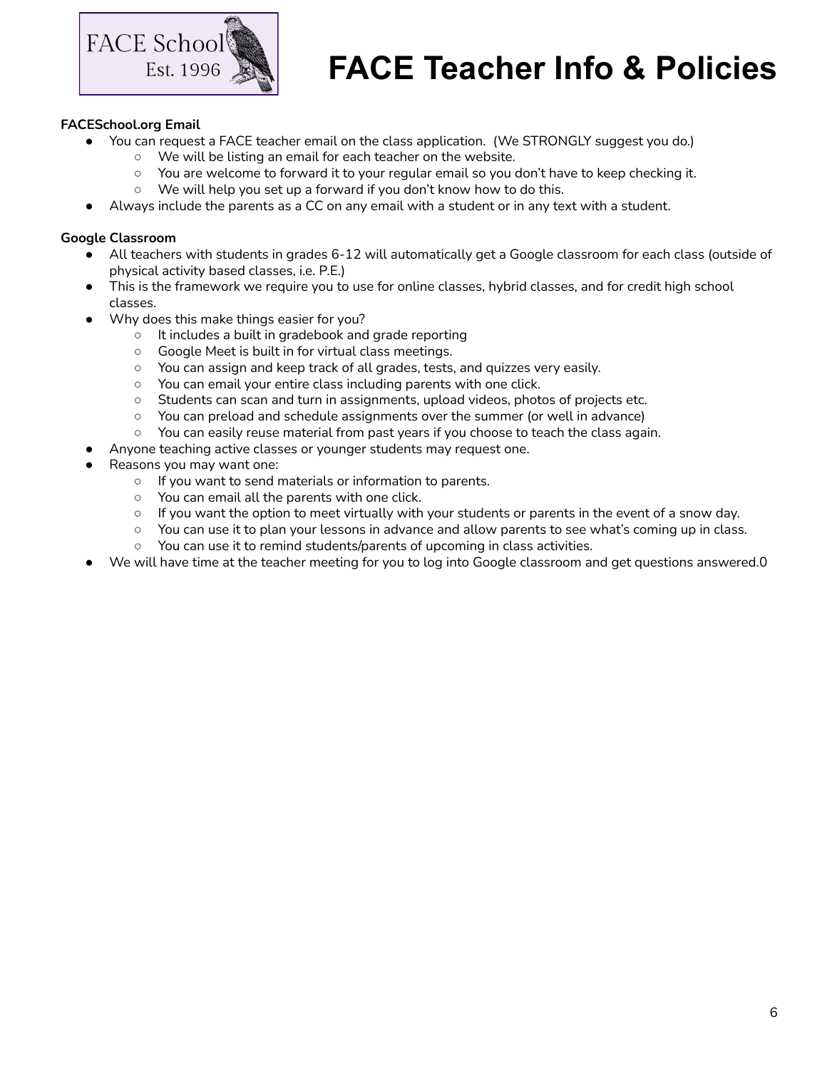# FACE Teacher Info & Policies

**FACESchool.org Email**

- You can request a FACE teacher email on the class application. (We STRONGLY suggest you do.)
  - We will be listing an email for each teacher on the website.
  - You are welcome to forward it to your regular email so you don't have to keep checking it.
  - We will help you set up a forward if you don't know how to do this.
- Always include the parents as a CC on any email with a student or in any text with a student.

**Google Classroom**

- All teachers with students in grades 6-12 will automatically get a Google classroom for each class (outside of physical activity based classes, i.e. P.E.)
- This is the framework we require you to use for online classes, hybrid classes, and for credit high school classes.
- Why does this make things easier for you?
  - It includes a built in gradebook and grade reporting
  - Google Meet is built in for virtual class meetings.
  - You can assign and keep track of all grades, tests, and quizzes very easily.
  - You can email your entire class including parents with one click.
  - Students can scan and turn in assignments, upload videos, photos of projects etc.
  - You can preload and schedule assignments over the summer (or well in advance)
  - You can easily reuse material from past years if you choose to teach the class again.
- Anyone teaching active classes or younger students may request one.
- Reasons you may want one:
  - If you want to send materials or information to parents.
  - You can email all the parents with one click.
  - If you want the option to meet virtually with your students or parents in the event of a snow day.
  - You can use it to plan your lessons in advance and allow parents to see what's coming up in class.
  - You can use it to remind students/parents of upcoming in class activities.
- We will have time at the teacher meeting for you to log into Google classroom and get questions answered.0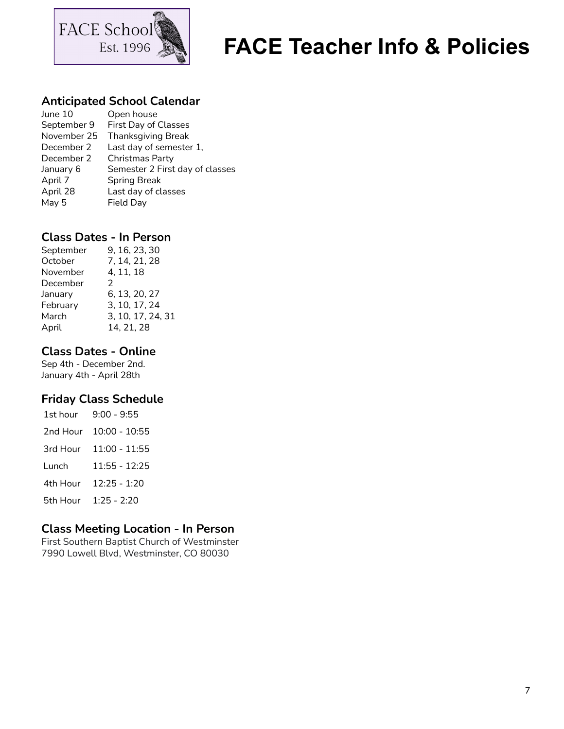# FACE Teacher Info & Policies

FACE School
Est. 1996

## Anticipated School Calendar

| | |
|---|---|
| June 10 | Open house |
| September 9 | First Day of Classes |
| November 25 | Thanksgiving Break |
| December 2 | Last day of semester 1, |
| December 2 | Christmas Party |
| January 6 | Semester 2 First day of classes |
| April 7 | Spring Break |
| April 28 | Last day of classes |
| May 5 | Field Day |

## Class Dates - In Person

| | |
|---|---|
| September | 9, 16, 23, 30 |
| October | 7, 14, 21, 28 |
| November | 4, 11, 18 |
| December | 2 |
| January | 6, 13, 20, 27 |
| February | 3, 10, 17, 24 |
| March | 3, 10, 17, 24, 31 |
| April | 14, 21, 28 |

## Class Dates - Online

Sep 4th - December 2nd.
January 4th - April 28th

## Friday Class Schedule

| | |
|---|---|
| 1st hour | 9:00 - 9:55 |
| 2nd Hour | 10:00 - 10:55 |
| 3rd Hour | 11:00 - 11:55 |
| Lunch | 11:55 - 12:25 |
| 4th Hour | 12:25 - 1:20 |
| 5th Hour | 1:25 - 2:20 |

## Class Meeting Location - In Person

First Southern Baptist Church of Westminster
7990 Lowell Blvd, Westminster, CO 80030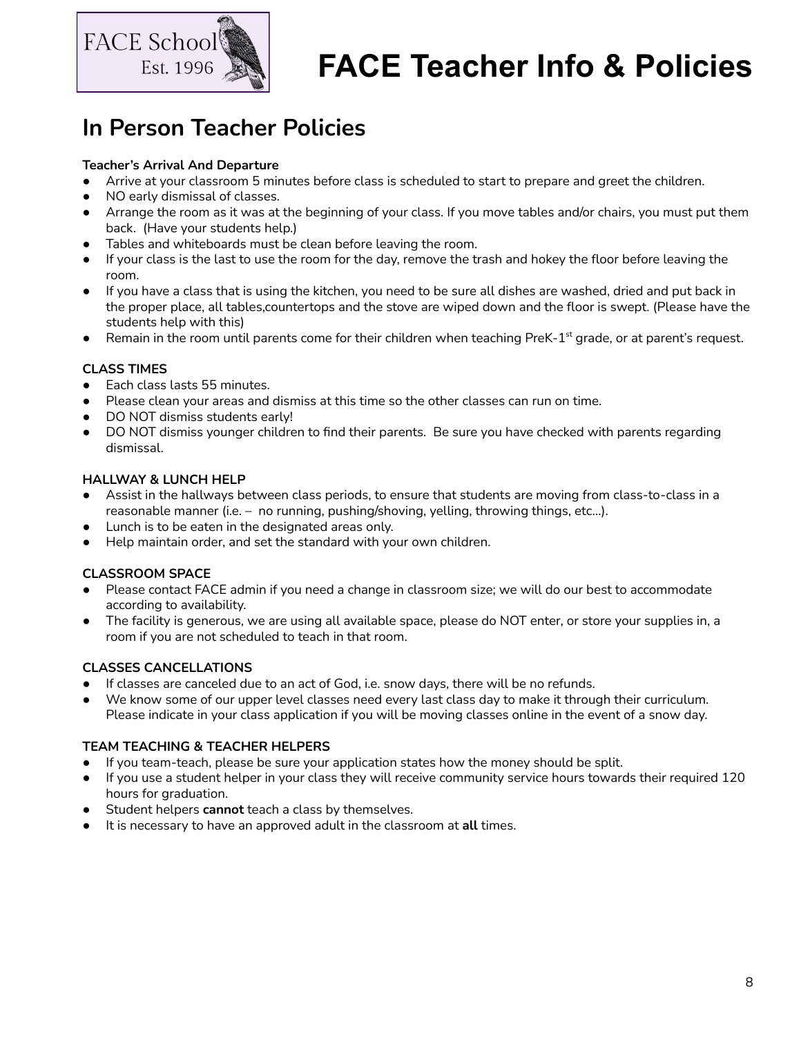# FACE Teacher Info & Policies

## In Person Teacher Policies

**Teacher's Arrival And Departure**

- Arrive at your classroom 5 minutes before class is scheduled to start to prepare and greet the children.
- NO early dismissal of classes.
- Arrange the room as it was at the beginning of your class. If you move tables and/or chairs, you must put them back. (Have your students help.)
- Tables and whiteboards must be clean before leaving the room.
- If your class is the last to use the room for the day, remove the trash and hokey the floor before leaving the room.
- If you have a class that is using the kitchen, you need to be sure all dishes are washed, dried and put back in the proper place, all tables,countertops and the stove are wiped down and the floor is swept. (Please have the students help with this)
- Remain in the room until parents come for their children when teaching PreK-1st grade, or at parent's request.

**CLASS TIMES**

- Each class lasts 55 minutes.
- Please clean your areas and dismiss at this time so the other classes can run on time.
- DO NOT dismiss students early!
- DO NOT dismiss younger children to find their parents. Be sure you have checked with parents regarding dismissal.

**HALLWAY & LUNCH HELP**

- Assist in the hallways between class periods, to ensure that students are moving from class-to-class in a reasonable manner (i.e. – no running, pushing/shoving, yelling, throwing things, etc…).
- Lunch is to be eaten in the designated areas only.
- Help maintain order, and set the standard with your own children.

**CLASSROOM SPACE**

- Please contact FACE admin if you need a change in classroom size; we will do our best to accommodate according to availability.
- The facility is generous, we are using all available space, please do NOT enter, or store your supplies in, a room if you are not scheduled to teach in that room.

**CLASSES CANCELLATIONS**

- If classes are canceled due to an act of God, i.e. snow days, there will be no refunds.
- We know some of our upper level classes need every last class day to make it through their curriculum. Please indicate in your class application if you will be moving classes online in the event of a snow day.

**TEAM TEACHING & TEACHER HELPERS**

- If you team-teach, please be sure your application states how the money should be split.
- If you use a student helper in your class they will receive community service hours towards their required 120 hours for graduation.
- Student helpers **cannot** teach a class by themselves.
- It is necessary to have an approved adult in the classroom at **all** times.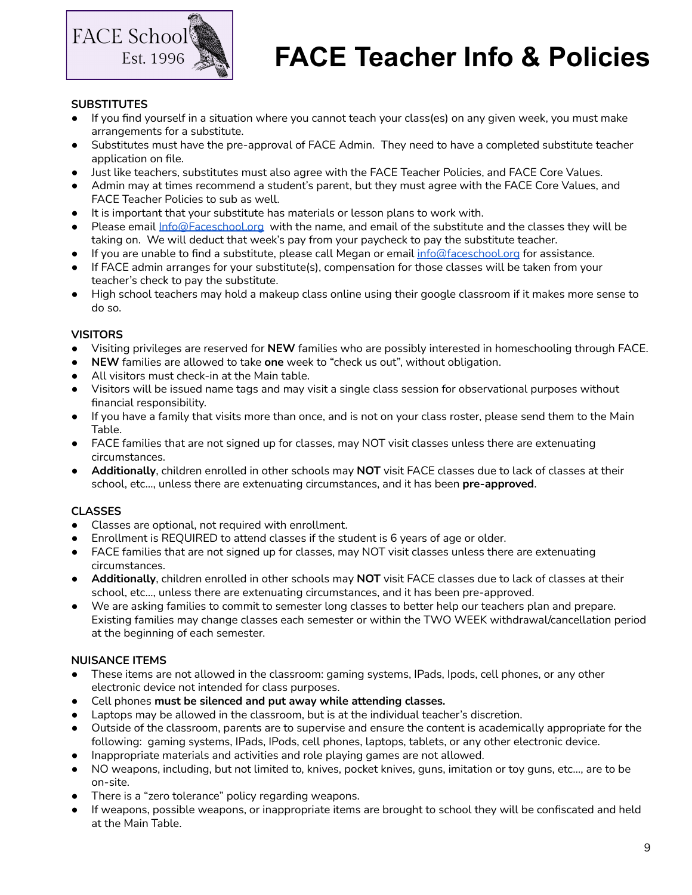# FACE Teacher Info & Policies

**SUBSTITUTES**

- If you find yourself in a situation where you cannot teach your class(es) on any given week, you must make arrangements for a substitute.
- Substitutes must have the pre-approval of FACE Admin. They need to have a completed substitute teacher application on file.
- Just like teachers, substitutes must also agree with the FACE Teacher Policies, and FACE Core Values.
- Admin may at times recommend a student's parent, but they must agree with the FACE Core Values, and FACE Teacher Policies to sub as well.
- It is important that your substitute has materials or lesson plans to work with.
- Please email Info@Faceschool.org with the name, and email of the substitute and the classes they will be taking on. We will deduct that week's pay from your paycheck to pay the substitute teacher.
- If you are unable to find a substitute, please call Megan or email info@faceschool.org for assistance.
- If FACE admin arranges for your substitute(s), compensation for those classes will be taken from your teacher's check to pay the substitute.
- High school teachers may hold a makeup class online using their google classroom if it makes more sense to do so.

**VISITORS**

- Visiting privileges are reserved for **NEW** families who are possibly interested in homeschooling through FACE.
- **NEW** families are allowed to take **one** week to "check us out", without obligation.
- All visitors must check-in at the Main table.
- Visitors will be issued name tags and may visit a single class session for observational purposes without financial responsibility.
- If you have a family that visits more than once, and is not on your class roster, please send them to the Main Table.
- FACE families that are not signed up for classes, may NOT visit classes unless there are extenuating circumstances.
- **Additionally**, children enrolled in other schools may **NOT** visit FACE classes due to lack of classes at their school, etc..., unless there are extenuating circumstances, and it has been **pre-approved**.

**CLASSES**

- Classes are optional, not required with enrollment.
- Enrollment is REQUIRED to attend classes if the student is 6 years of age or older.
- FACE families that are not signed up for classes, may NOT visit classes unless there are extenuating circumstances.
- **Additionally**, children enrolled in other schools may **NOT** visit FACE classes due to lack of classes at their school, etc..., unless there are extenuating circumstances, and it has been pre-approved.
- We are asking families to commit to semester long classes to better help our teachers plan and prepare. Existing families may change classes each semester or within the TWO WEEK withdrawal/cancellation period at the beginning of each semester.

**NUISANCE ITEMS**

- These items are not allowed in the classroom: gaming systems, IPads, Ipods, cell phones, or any other electronic device not intended for class purposes.
- Cell phones **must be silenced and put away while attending classes.**
- Laptops may be allowed in the classroom, but is at the individual teacher's discretion.
- Outside of the classroom, parents are to supervise and ensure the content is academically appropriate for the following: gaming systems, IPads, IPods, cell phones, laptops, tablets, or any other electronic device.
- Inappropriate materials and activities and role playing games are not allowed.
- NO weapons, including, but not limited to, knives, pocket knives, guns, imitation or toy guns, etc..., are to be on-site.
- There is a "zero tolerance" policy regarding weapons.
- If weapons, possible weapons, or inappropriate items are brought to school they will be confiscated and held at the Main Table.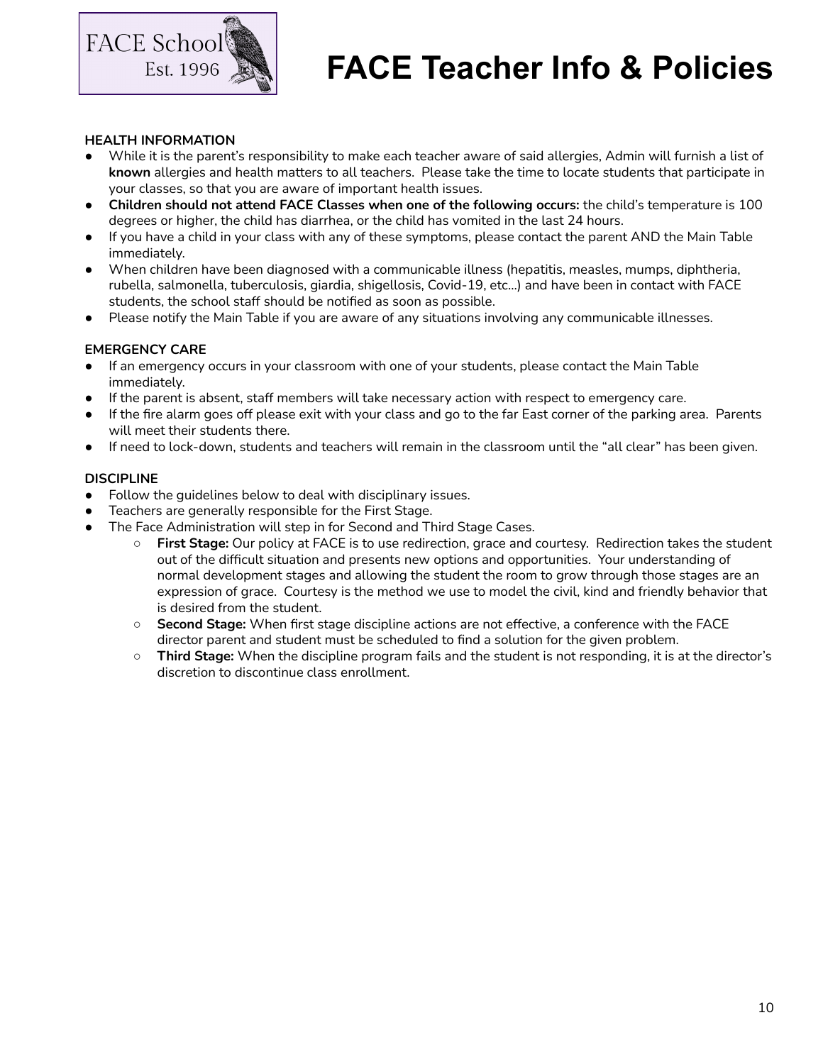# FACE Teacher Info & Policies

**HEALTH INFORMATION**

- While it is the parent's responsibility to make each teacher aware of said allergies, Admin will furnish a list of **known** allergies and health matters to all teachers. Please take the time to locate students that participate in your classes, so that you are aware of important health issues.
- **Children should not attend FACE Classes when one of the following occurs:** the child's temperature is 100 degrees or higher, the child has diarrhea, or the child has vomited in the last 24 hours.
- If you have a child in your class with any of these symptoms, please contact the parent AND the Main Table immediately.
- When children have been diagnosed with a communicable illness (hepatitis, measles, mumps, diphtheria, rubella, salmonella, tuberculosis, giardia, shigellosis, Covid-19, etc...) and have been in contact with FACE students, the school staff should be notified as soon as possible.
- Please notify the Main Table if you are aware of any situations involving any communicable illnesses.

**EMERGENCY CARE**

- If an emergency occurs in your classroom with one of your students, please contact the Main Table immediately.
- If the parent is absent, staff members will take necessary action with respect to emergency care.
- If the fire alarm goes off please exit with your class and go to the far East corner of the parking area. Parents will meet their students there.
- If need to lock-down, students and teachers will remain in the classroom until the "all clear" has been given.

**DISCIPLINE**

- Follow the guidelines below to deal with disciplinary issues.
- Teachers are generally responsible for the First Stage.
- The Face Administration will step in for Second and Third Stage Cases.
  - **First Stage:** Our policy at FACE is to use redirection, grace and courtesy. Redirection takes the student out of the difficult situation and presents new options and opportunities. Your understanding of normal development stages and allowing the student the room to grow through those stages are an expression of grace. Courtesy is the method we use to model the civil, kind and friendly behavior that is desired from the student.
  - **Second Stage:** When first stage discipline actions are not effective, a conference with the FACE director parent and student must be scheduled to find a solution for the given problem.
  - **Third Stage:** When the discipline program fails and the student is not responding, it is at the director's discretion to discontinue class enrollment.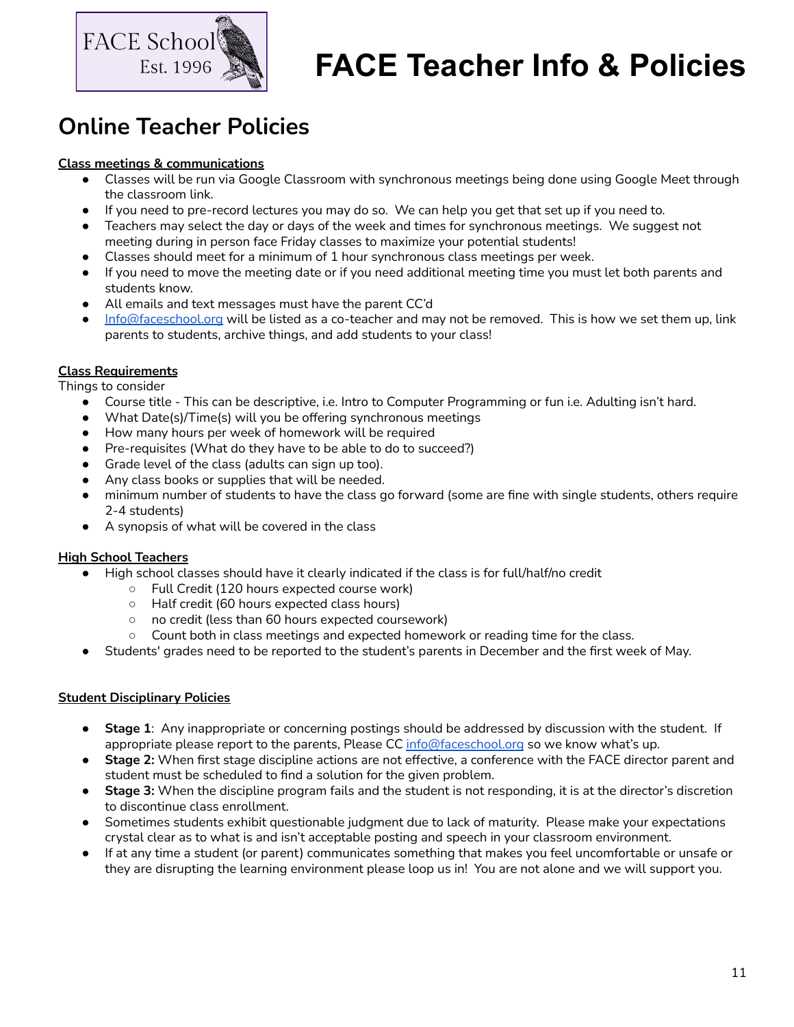FACE School
Est. 1996

# FACE Teacher Info & Policies

## Online Teacher Policies

**Class meetings & communications**

- Classes will be run via Google Classroom with synchronous meetings being done using Google Meet through the classroom link.
- If you need to pre-record lectures you may do so. We can help you get that set up if you need to.
- Teachers may select the day or days of the week and times for synchronous meetings. We suggest not meeting during in person face Friday classes to maximize your potential students!
- Classes should meet for a minimum of 1 hour synchronous class meetings per week.
- If you need to move the meeting date or if you need additional meeting time you must let both parents and students know.
- All emails and text messages must have the parent CC'd
- Info@faceschool.org will be listed as a co-teacher and may not be removed. This is how we set them up, link parents to students, archive things, and add students to your class!

**Class Requirements**

Things to consider

- Course title - This can be descriptive, i.e. Intro to Computer Programming or fun i.e. Adulting isn't hard.
- What Date(s)/Time(s) will you be offering synchronous meetings
- How many hours per week of homework will be required
- Pre-requisites (What do they have to be able to do to succeed?)
- Grade level of the class (adults can sign up too).
- Any class books or supplies that will be needed.
- minimum number of students to have the class go forward (some are fine with single students, others require 2-4 students)
- A synopsis of what will be covered in the class

**High School Teachers**

- High school classes should have it clearly indicated if the class is for full/half/no credit
  - Full Credit (120 hours expected course work)
  - Half credit (60 hours expected class hours)
  - no credit (less than 60 hours expected coursework)
  - Count both in class meetings and expected homework or reading time for the class.
- Students' grades need to be reported to the student's parents in December and the first week of May.

**Student Disciplinary Policies**

- **Stage 1**: Any inappropriate or concerning postings should be addressed by discussion with the student. If appropriate please report to the parents, Please CC info@faceschool.org so we know what's up.
- **Stage 2:** When first stage discipline actions are not effective, a conference with the FACE director parent and student must be scheduled to find a solution for the given problem.
- **Stage 3:** When the discipline program fails and the student is not responding, it is at the director's discretion to discontinue class enrollment.
- Sometimes students exhibit questionable judgment due to lack of maturity. Please make your expectations crystal clear as to what is and isn't acceptable posting and speech in your classroom environment.
- If at any time a student (or parent) communicates something that makes you feel uncomfortable or unsafe or they are disrupting the learning environment please loop us in! You are not alone and we will support you.